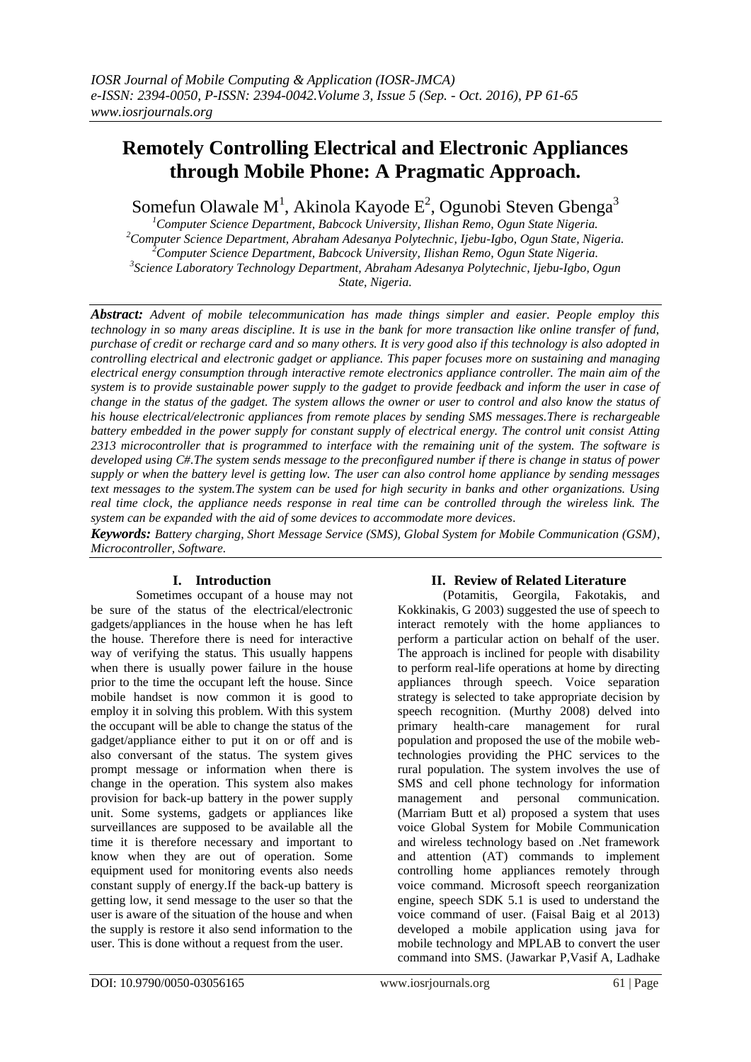# Remotely Controlling Electrical and Electronic Appliances through Mobile Phone: A Pragmatic Approach.

Somefun Olawale M[1], Akinola Kayode E[2], Ogunobi Steven Gbenga[3]

[1]Computer Science Department, Babcock University, Ilishan Remo, Ogun State Nigeria.
[2]Computer Science Department, Abraham Adesanya Polytechnic, Ijebu-Igbo, Ogun State, Nigeria.
[2]Computer Science Department, Babcock University, Ilishan Remo, Ogun State Nigeria.
[3]Science Laboratory Technology Department, Abraham Adesanya Polytechnic, Ijebu-Igbo, Ogun State, Nigeria.

***Abstract:*** *Advent of mobile telecommunication has made things simpler and easier. People employ this technology in so many areas discipline. It is use in the bank for more transaction like online transfer of fund, purchase of credit or recharge card and so many others. It is very good also if this technology is also adopted in controlling electrical and electronic gadget or appliance. This paper focuses more on sustaining and managing electrical energy consumption through interactive remote electronics appliance controller. The main aim of the system is to provide sustainable power supply to the gadget to provide feedback and inform the user in case of change in the status of the gadget. The system allows the owner or user to control and also know the status of his house electrical/electronic appliances from remote places by sending SMS messages.There is rechargeable battery embedded in the power supply for constant supply of electrical energy. The control unit consist Atting 2313 microcontroller that is programmed to interface with the remaining unit of the system. The software is developed using C#.The system sends message to the preconfigured number if there is change in status of power supply or when the battery level is getting low. The user can also control home appliance by sending messages text messages to the system.The system can be used for high security in banks and other organizations. Using real time clock, the appliance needs response in real time can be controlled through the wireless link. The system can be expanded with the aid of some devices to accommodate more devices.*

***Keywords:*** *Battery charging, Short Message Service (SMS), Global System for Mobile Communication (GSM), Microcontroller, Software.*

## I. Introduction

Sometimes occupant of a house may not be sure of the status of the electrical/electronic gadgets/appliances in the house when he has left the house. Therefore there is need for interactive way of verifying the status. This usually happens when there is usually power failure in the house prior to the time the occupant left the house. Since mobile handset is now common it is good to employ it in solving this problem. With this system the occupant will be able to change the status of the gadget/appliance either to put it on or off and is also conversant of the status. The system gives prompt message or information when there is change in the operation. This system also makes provision for back-up battery in the power supply unit. Some systems, gadgets or appliances like surveillances are supposed to be available all the time it is therefore necessary and important to know when they are out of operation. Some equipment used for monitoring events also needs constant supply of energy.If the back-up battery is getting low, it send message to the user so that the user is aware of the situation of the house and when the supply is restore it also send information to the user. This is done without a request from the user.

## II. Review of Related Literature

(Potamitis, Georgila, Fakotakis, and Kokkinakis, G 2003) suggested the use of speech to interact remotely with the home appliances to perform a particular action on behalf of the user. The approach is inclined for people with disability to perform real-life operations at home by directing appliances through speech. Voice separation strategy is selected to take appropriate decision by speech recognition. (Murthy 2008) delved into primary health-care management for rural population and proposed the use of the mobile web-technologies providing the PHC services to the rural population. The system involves the use of SMS and cell phone technology for information management and personal communication. (Marriam Butt et al) proposed a system that uses voice Global System for Mobile Communication and wireless technology based on .Net framework and attention (AT) commands to implement controlling home appliances remotely through voice command. Microsoft speech reorganization engine, speech SDK 5.1 is used to understand the voice command of user. (Faisal Baig et al 2013) developed a mobile application using java for mobile technology and MPLAB to convert the user command into SMS. (Jawarkar P,Vasif A, Ladhake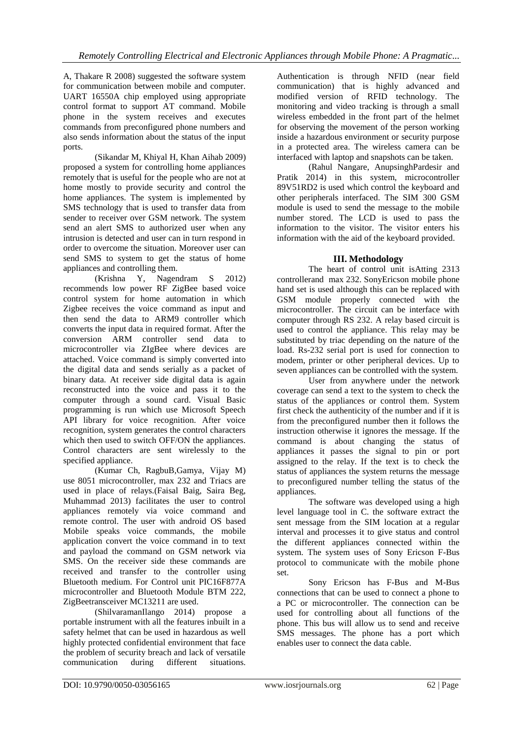A, Thakare R 2008) suggested the software system for communication between mobile and computer. UART 16550A chip employed using appropriate control format to support AT command. Mobile phone in the system receives and executes commands from preconfigured phone numbers and also sends information about the status of the input ports.

(Sikandar M, Khiyal H, Khan Aihab 2009) proposed a system for controlling home appliances remotely that is useful for the people who are not at home mostly to provide security and control the home appliances. The system is implemented by SMS technology that is used to transfer data from sender to receiver over GSM network. The system send an alert SMS to authorized user when any intrusion is detected and user can in turn respond in order to overcome the situation. Moreover user can send SMS to system to get the status of home appliances and controlling them.

(Krishna Y, Nagendram S 2012) recommends low power RF ZigBee based voice control system for home automation in which Zigbee receives the voice command as input and then send the data to ARM9 controller which converts the input data in required format. After the conversion ARM controller send data to microcontroller via ZIgBee where devices are attached. Voice command is simply converted into the digital data and sends serially as a packet of binary data. At receiver side digital data is again reconstructed into the voice and pass it to the computer through a sound card. Visual Basic programming is run which use Microsoft Speech API library for voice recognition. After voice recognition, system generates the control characters which then used to switch OFF/ON the appliances. Control characters are sent wirelessly to the specified appliance.

(Kumar Ch, RagbuB,Gamya, Vijay M) use 8051 microcontroller, max 232 and Triacs are used in place of relays.(Faisal Baig, Saira Beg, Muhammad 2013) facilitates the user to control appliances remotely via voice command and remote control. The user with android OS based Mobile speaks voice commands, the mobile application convert the voice command in to text and payload the command on GSM network via SMS. On the receiver side these commands are received and transfer to the controller using Bluetooth medium. For Control unit PIC16F877A microcontroller and Bluetooth Module BTM 222, ZigBeetransceiver MC13211 are used.

(ShilvaramanIlango 2014) propose a portable instrument with all the features inbuilt in a safety helmet that can be used in hazardous as well highly protected confidential environment that face the problem of security breach and lack of versatile communication during different situations. Authentication is through NFID (near field communication) that is highly advanced and modified version of RFID technology. The monitoring and video tracking is through a small wireless embedded in the front part of the helmet for observing the movement of the person working inside a hazardous environment or security purpose in a protected area. The wireless camera can be interfaced with laptop and snapshots can be taken.

(Rahul Nangare, AnupsinghPardesir and Pratik 2014) in this system, microcontroller 89V51RD2 is used which control the keyboard and other peripherals interfaced. The SIM 300 GSM module is used to send the message to the mobile number stored. The LCD is used to pass the information to the visitor. The visitor enters his information with the aid of the keyboard provided.

## III. Methodology

The heart of control unit isAtting 2313 controllerand max 232. SonyEricson mobile phone hand set is used although this can be replaced with GSM module properly connected with the microcontroller. The circuit can be interface with computer through RS 232. A relay based circuit is used to control the appliance. This relay may be substituted by triac depending on the nature of the load. Rs-232 serial port is used for connection to modem, printer or other peripheral devices. Up to seven appliances can be controlled with the system.

User from anywhere under the network coverage can send a text to the system to check the status of the appliances or control them. System first check the authenticity of the number and if it is from the preconfigured number then it follows the instruction otherwise it ignores the message. If the command is about changing the status of appliances it passes the signal to pin or port assigned to the relay. If the text is to check the status of appliances the system returns the message to preconfigured number telling the status of the appliances.

The software was developed using a high level language tool in C. the software extract the sent message from the SIM location at a regular interval and processes it to give status and control the different appliances connected within the system. The system uses of Sony Ericson F-Bus protocol to communicate with the mobile phone set.

Sony Ericson has F-Bus and M-Bus connections that can be used to connect a phone to a PC or microcontroller. The connection can be used for controlling about all functions of the phone. This bus will allow us to send and receive SMS messages. The phone has a port which enables user to connect the data cable.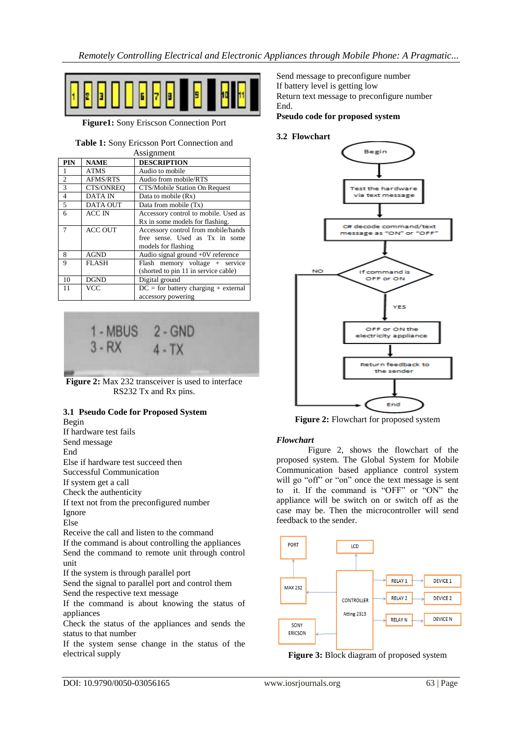Figure1: Sony Eriscson Connection Port

**Table 1:** Sony Ericsson Port Connection and Assignment

| PIN | NAME | DESCRIPTION |
|---|---|---|
| 1 | ATMS | Audio to mobile |
| 2 | AFMS/RTS | Audio from mobile/RTS |
| 3 | CTS/ONREQ | CTS/Mobile Station On Request |
| 4 | DATA IN | Data to mobile (Rx) |
| 5 | DATA OUT | Data from mobile (Tx) |
| 6 | ACC IN | Accessory control to mobile. Used as Rx in some models for flashing. |
| 7 | ACC OUT | Accessory control from mobile/hands free sense. Used as Tx in some models for flashing |
| 8 | AGND | Audio signal ground +0V reference |
| 9 | FLASH | Flash memory voltage + service (shorted to pin 11 in service cable) |
| 10 | DGND | Digital ground |
| 11 | VCC | DC = for battery charging + external accessory powering |

**Figure 2:** Max 232 transceiver is used to interface RS232 Tx and Rx pins.

### 3.1 Pseudo Code for Proposed System

Begin
If hardware test fails
Send message
End
Else if hardware test succeed then
Successful Communication
If system get a call
Check the authenticity
If text not from the preconfigured number
Ignore
Else
Receive the call and listen to the command
If the command is about controlling the appliances
Send the command to remote unit through control unit
If the system is through parallel port
Send the signal to parallel port and control them
Send the respective text message
If the command is about knowing the status of appliances
Check the status of the appliances and sends the status to that number
If the system sense change in the status of the electrical supply
Send message to preconfigure number
If battery level is getting low
Return text message to preconfigure number
End.
**Pseudo code for proposed system**

### 3.2 Flowchart

**Figure 2:** Flowchart for proposed system

***Flowchart***

Figure 2, shows the flowchart of the proposed system. The Global System for Mobile Communication based appliance control system will go "off" or "on" once the text message is sent to it. If the command is "OFF" or "ON" the appliance will be switch on or switch off as the case may be. Then the microcontroller will send feedback to the sender.

**Figure 3:** Block diagram of proposed system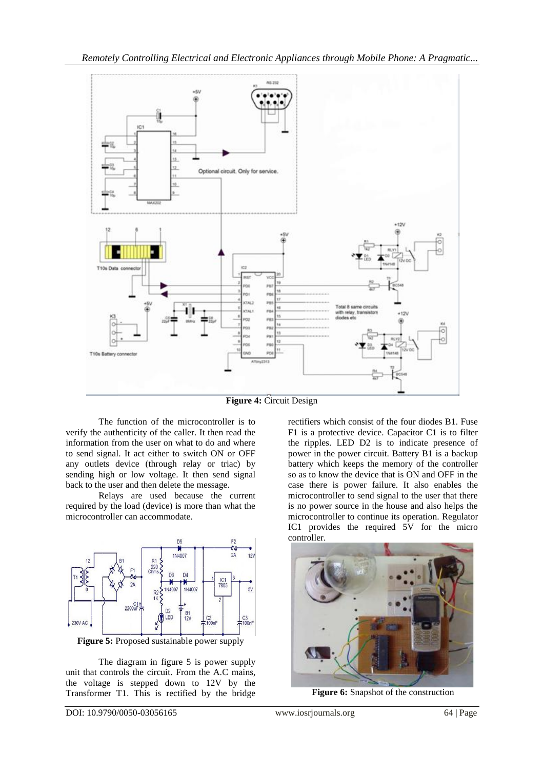**Figure 4:** Circuit Design

The function of the microcontroller is to verify the authenticity of the caller. It then read the information from the user on what to do and where to send signal. It act either to switch ON or OFF any outlets device (through relay or triac) by sending high or low voltage. It then send signal back to the user and then delete the message.

Relays are used because the current required by the load (device) is more than what the microcontroller can accommodate.

**Figure 5:** Proposed sustainable power supply

The diagram in figure 5 is power supply unit that controls the circuit. From the A.C mains, the voltage is stepped down to 12V by the Transformer T1. This is rectified by the bridge rectifiers which consist of the four diodes B1. Fuse F1 is a protective device. Capacitor C1 is to filter the ripples. LED D2 is to indicate presence of power in the power circuit. Battery B1 is a backup battery which keeps the memory of the controller so as to know the device that is ON and OFF in the case there is power failure. It also enables the microcontroller to send signal to the user that there is no power source in the house and also helps the microcontroller to continue its operation. Regulator IC1 provides the required 5V for the micro controller.

**Figure 6:** Snapshot of the construction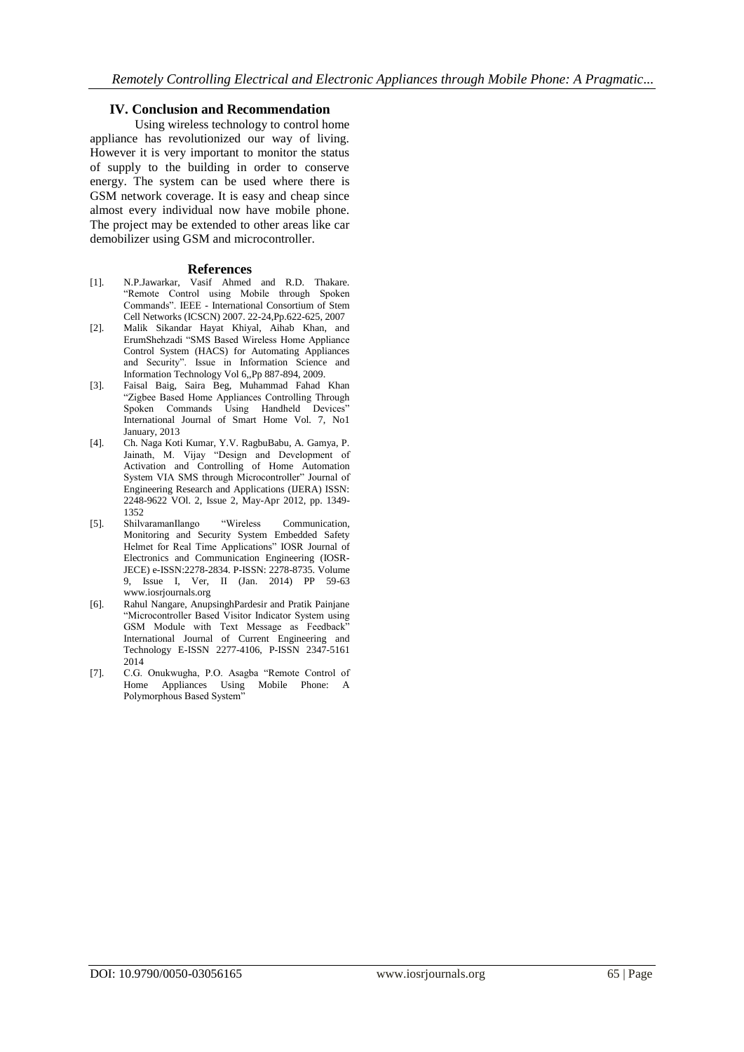## IV. Conclusion and Recommendation

Using wireless technology to control home appliance has revolutionized our way of living. However it is very important to monitor the status of supply to the building in order to conserve energy. The system can be used where there is GSM network coverage. It is easy and cheap since almost every individual now have mobile phone. The project may be extended to other areas like car demobilizer using GSM and microcontroller.

## References

[1]. N.P.Jawarkar, Vasif Ahmed and R.D. Thakare. "Remote Control using Mobile through Spoken Commands". IEEE - International Consortium of Stem Cell Networks (ICSCN) 2007. 22-24,Pp.622-625, 2007

[2]. Malik Sikandar Hayat Khiyal, Aihab Khan, and ErumShehzadi "SMS Based Wireless Home Appliance Control System (HACS) for Automating Appliances and Security". Issue in Information Science and Information Technology Vol 6,,Pp 887-894, 2009.

[3]. Faisal Baig, Saira Beg, Muhammad Fahad Khan "Zigbee Based Home Appliances Controlling Through Spoken Commands Using Handheld Devices" International Journal of Smart Home Vol. 7, No1 January, 2013

[4]. Ch. Naga Koti Kumar, Y.V. RagbuBabu, A. Gamya, P. Jainath, M. Vijay "Design and Development of Activation and Controlling of Home Automation System VIA SMS through Microcontroller" Journal of Engineering Research and Applications (IJERA) ISSN: 2248-9622 VOl. 2, Issue 2, May-Apr 2012, pp. 1349-1352

[5]. ShilvaramanIlango "Wireless Communication, Monitoring and Security System Embedded Safety Helmet for Real Time Applications" IOSR Journal of Electronics and Communication Engineering (IOSR-JECE) e-ISSN:2278-2834. P-ISSN: 2278-8735. Volume 9, Issue I, Ver, II (Jan. 2014) PP 59-63 www.iosrjournals.org

[6]. Rahul Nangare, AnupsinghPardesir and Pratik Painjane "Microcontroller Based Visitor Indicator System using GSM Module with Text Message as Feedback" International Journal of Current Engineering and Technology E-ISSN 2277-4106, P-ISSN 2347-5161 2014

[7]. C.G. Onukwugha, P.O. Asagba "Remote Control of Home Appliances Using Mobile Phone: A Polymorphous Based System"